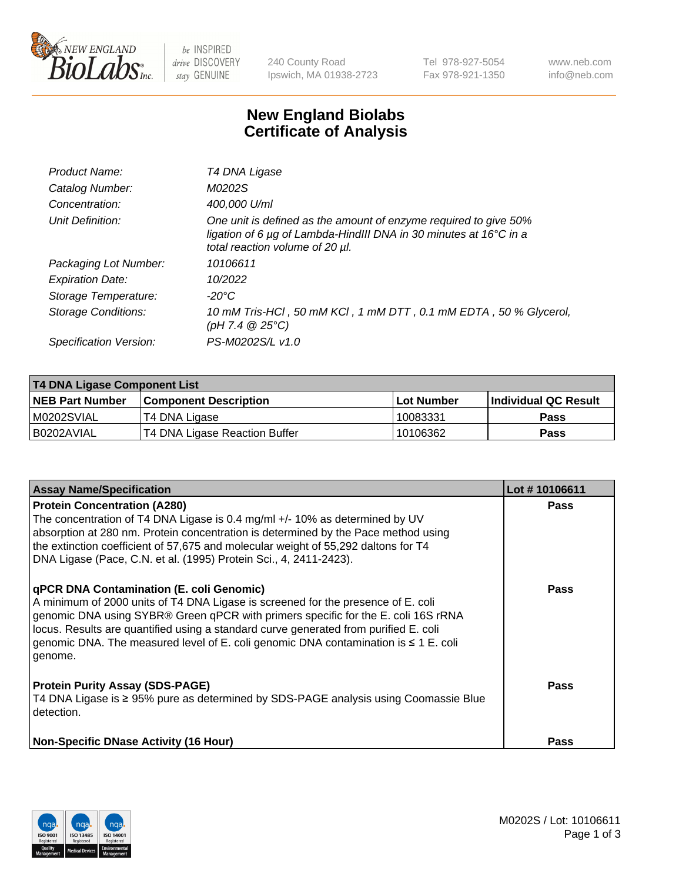# New England Biolabs Certificate of Analysis

| | |
|---|---|
| *Product Name:* | *T4 DNA Ligase* |
| *Catalog Number:* | *M0202S* |
| *Concentration:* | *400,000 U/ml* |
| *Unit Definition:* | *One unit is defined as the amount of enzyme required to give 50% ligation of 6 µg of Lambda-HindIII DNA in 30 minutes at 16°C in a total reaction volume of 20 µl.* |
| *Packaging Lot Number:* | *10106611* |
| *Expiration Date:* | *10/2022* |
| *Storage Temperature:* | *-20°C* |
| *Storage Conditions:* | *10 mM Tris-HCl , 50 mM KCl , 1 mM DTT , 0.1 mM EDTA , 50 % Glycerol, (pH 7.4 @ 25°C)* |
| *Specification Version:* | *PS-M0202S/L v1.0* |

| **T4 DNA Ligase Component List** | | | |
|---|---|---|---|
| **NEB Part Number** | **Component Description** | **Lot Number** | **Individual QC Result** |
| M0202SVIAL | T4 DNA Ligase | 10083331 | **Pass** |
| B0202AVIAL | T4 DNA Ligase Reaction Buffer | 10106362 | **Pass** |

| **Assay Name/Specification** | **Lot # 10106611** |
|---|---|
| **Protein Concentration (A280)**<br>The concentration of T4 DNA Ligase is 0.4 mg/ml +/- 10% as determined by UV absorption at 280 nm. Protein concentration is determined by the Pace method using the extinction coefficient of 57,675 and molecular weight of 55,292 daltons for T4 DNA Ligase (Pace, C.N. et al. (1995) Protein Sci., 4, 2411-2423). | **Pass** |
| **qPCR DNA Contamination (E. coli Genomic)**<br>A minimum of 2000 units of T4 DNA Ligase is screened for the presence of E. coli genomic DNA using SYBR® Green qPCR with primers specific for the E. coli 16S rRNA locus. Results are quantified using a standard curve generated from purified E. coli genomic DNA. The measured level of E. coli genomic DNA contamination is ≤ 1 E. coli genome. | **Pass** |
| **Protein Purity Assay (SDS-PAGE)**<br>T4 DNA Ligase is ≥ 95% pure as determined by SDS-PAGE analysis using Coomassie Blue detection. | **Pass** |
| **Non-Specific DNase Activity (16 Hour)** | **Pass** |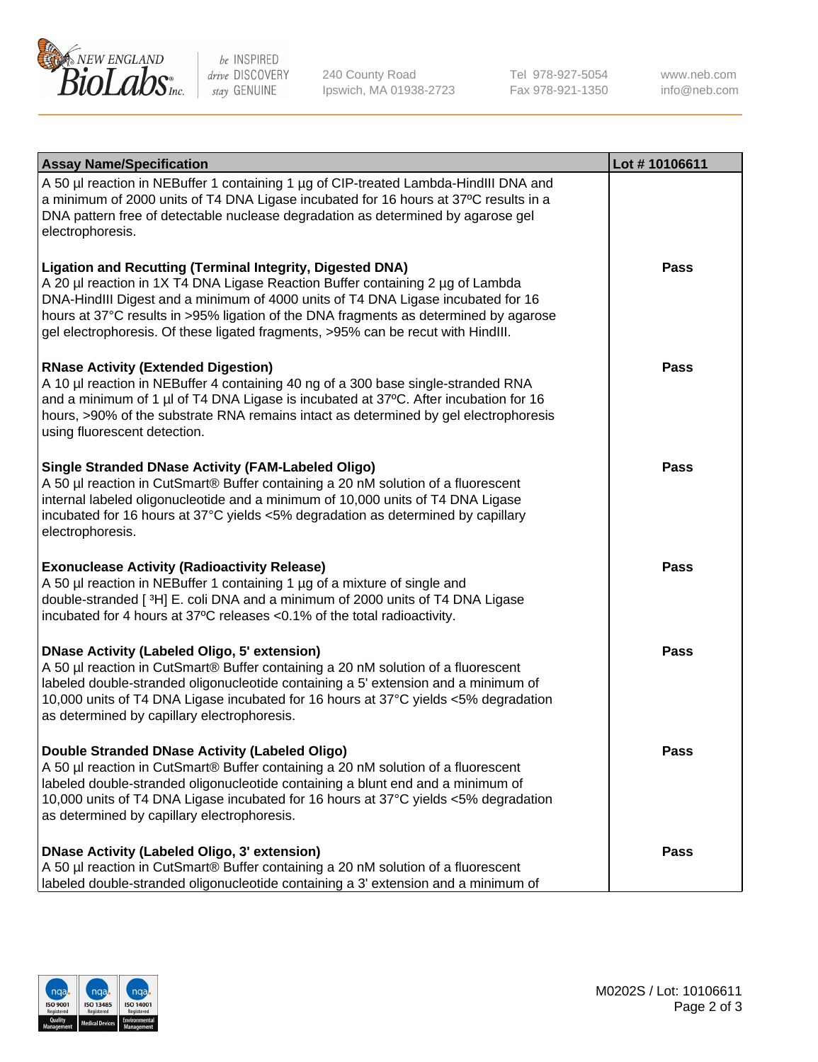| Assay Name/Specification | Lot # 10106611 |
|---|---|
| A 50 µl reaction in NEBuffer 1 containing 1 µg of CIP-treated Lambda-HindIII DNA and a minimum of 2000 units of T4 DNA Ligase incubated for 16 hours at 37ºC results in a DNA pattern free of detectable nuclease degradation as determined by agarose gel electrophoresis. | |
| **Ligation and Recutting (Terminal Integrity, Digested DNA)**<br>A 20 µl reaction in 1X T4 DNA Ligase Reaction Buffer containing 2 µg of Lambda DNA-HindIII Digest and a minimum of 4000 units of T4 DNA Ligase incubated for 16 hours at 37°C results in >95% ligation of the DNA fragments as determined by agarose gel electrophoresis. Of these ligated fragments, >95% can be recut with HindIII. | **Pass** |
| **RNase Activity (Extended Digestion)**<br>A 10 µl reaction in NEBuffer 4 containing 40 ng of a 300 base single-stranded RNA and a minimum of 1 µl of T4 DNA Ligase is incubated at 37ºC. After incubation for 16 hours, >90% of the substrate RNA remains intact as determined by gel electrophoresis using fluorescent detection. | **Pass** |
| **Single Stranded DNase Activity (FAM-Labeled Oligo)**<br>A 50 µl reaction in CutSmart® Buffer containing a 20 nM solution of a fluorescent internal labeled oligonucleotide and a minimum of 10,000 units of T4 DNA Ligase incubated for 16 hours at 37°C yields <5% degradation as determined by capillary electrophoresis. | **Pass** |
| **Exonuclease Activity (Radioactivity Release)**<br>A 50 µl reaction in NEBuffer 1 containing 1 µg of a mixture of single and double-stranded [ $^{3}$H] E. coli DNA and a minimum of 2000 units of T4 DNA Ligase incubated for 4 hours at 37ºC releases <0.1% of the total radioactivity. | **Pass** |
| **DNase Activity (Labeled Oligo, 5' extension)**<br>A 50 µl reaction in CutSmart® Buffer containing a 20 nM solution of a fluorescent labeled double-stranded oligonucleotide containing a 5' extension and a minimum of 10,000 units of T4 DNA Ligase incubated for 16 hours at 37°C yields <5% degradation as determined by capillary electrophoresis. | **Pass** |
| **Double Stranded DNase Activity (Labeled Oligo)**<br>A 50 µl reaction in CutSmart® Buffer containing a 20 nM solution of a fluorescent labeled double-stranded oligonucleotide containing a blunt end and a minimum of 10,000 units of T4 DNA Ligase incubated for 16 hours at 37°C yields <5% degradation as determined by capillary electrophoresis. | **Pass** |
| **DNase Activity (Labeled Oligo, 3' extension)**<br>A 50 µl reaction in CutSmart® Buffer containing a 20 nM solution of a fluorescent labeled double-stranded oligonucleotide containing a 3' extension and a minimum of | **Pass** |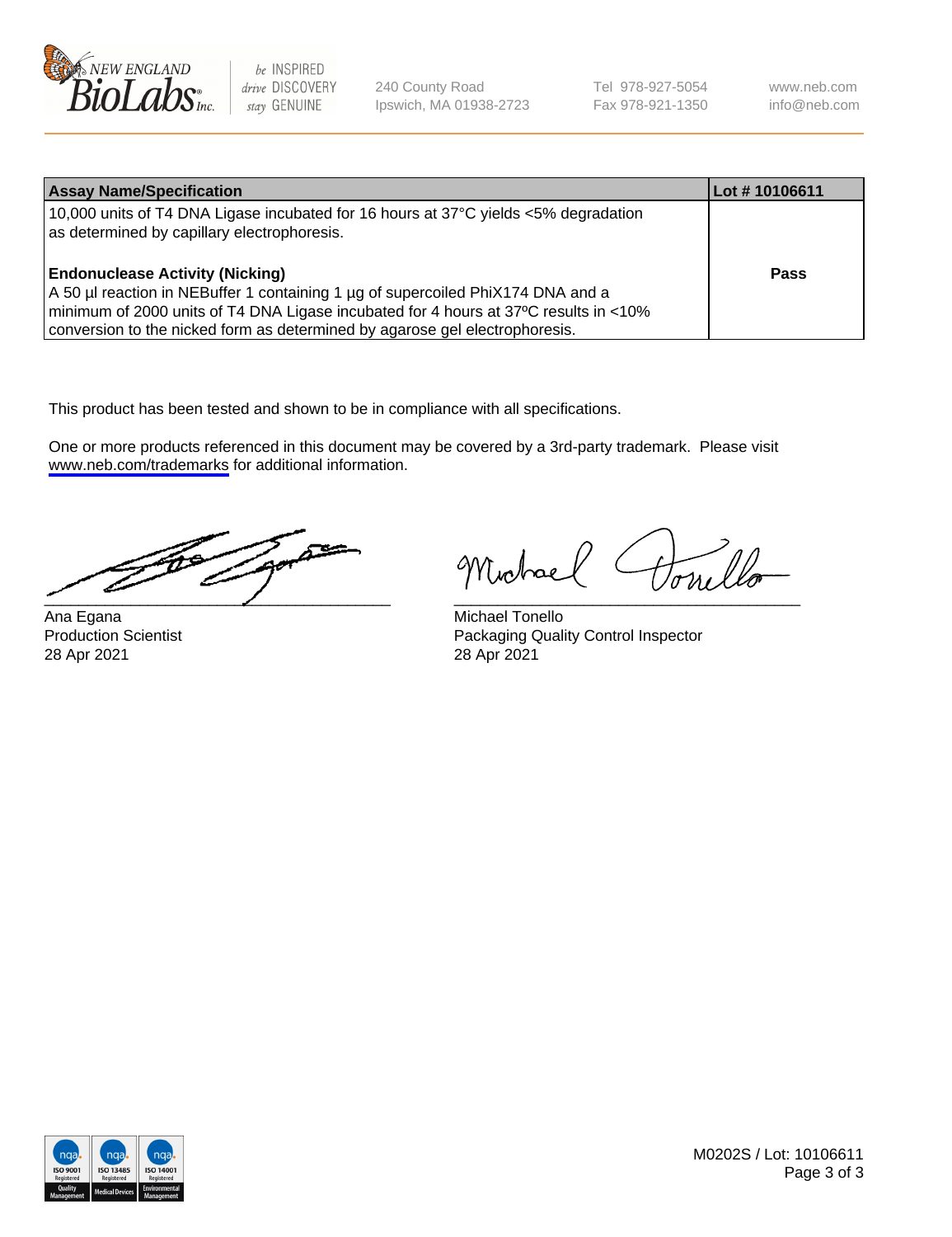240 County Road
Ipswich, MA 01938-2723

Tel 978-927-5054
Fax 978-921-1350

www.neb.com
info@neb.com

| Assay Name/Specification | Lot # 10106611 |
|---|---|
| 10,000 units of T4 DNA Ligase incubated for 16 hours at 37°C yields <5% degradation as determined by capillary electrophoresis. | |
| **Endonuclease Activity (Nicking)**<br>A 50 µl reaction in NEBuffer 1 containing 1 µg of supercoiled PhiX174 DNA and a minimum of 2000 units of T4 DNA Ligase incubated for 4 hours at 37ºC results in <10% conversion to the nicked form as determined by agarose gel electrophoresis. | **Pass** |

This product has been tested and shown to be in compliance with all specifications.

One or more products referenced in this document may be covered by a 3rd-party trademark. Please visit www.neb.com/trademarks for additional information.

Ana Egana
Production Scientist
28 Apr 2021

Michael Tonello
Packaging Quality Control Inspector
28 Apr 2021

M0202S / Lot: 10106611